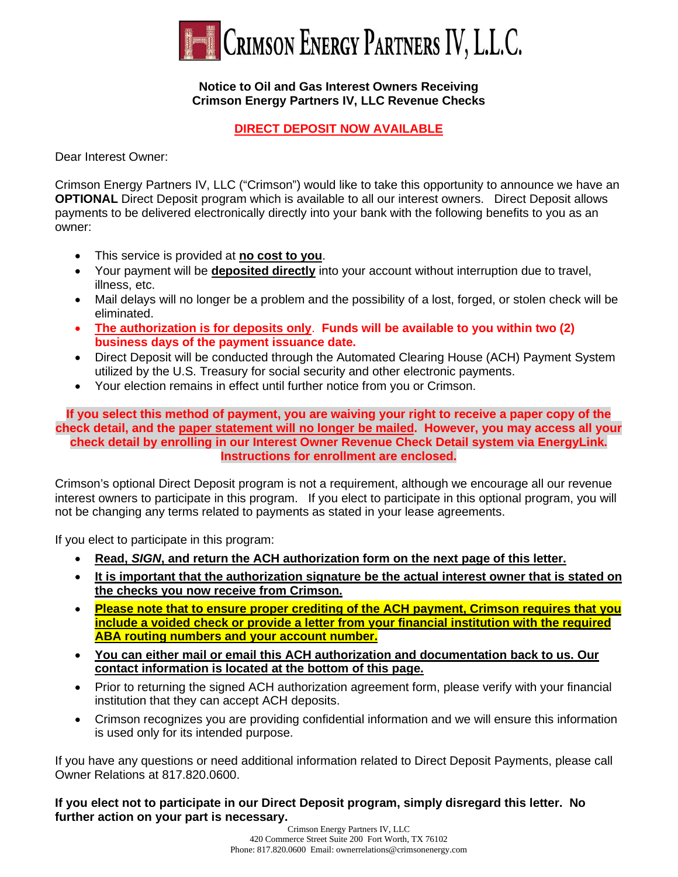# Crimson Energy Partners IV, L.L.C.

**Notice to Oil and Gas Interest Owners Receiving**
**Crimson Energy Partners IV, LLC Revenue Checks**

**DIRECT DEPOSIT NOW AVAILABLE**

Dear Interest Owner:

Crimson Energy Partners IV, LLC ("Crimson") would like to take this opportunity to announce we have an **OPTIONAL** Direct Deposit program which is available to all our interest owners. Direct Deposit allows payments to be delivered electronically directly into your bank with the following benefits to you as an owner:

- This service is provided at **no cost to you**.
- Your payment will be **deposited directly** into your account without interruption due to travel, illness, etc.
- Mail delays will no longer be a problem and the possibility of a lost, forged, or stolen check will be eliminated.
- **The authorization is for deposits only. Funds will be available to you within two (2) business days of the payment issuance date.**
- Direct Deposit will be conducted through the Automated Clearing House (ACH) Payment System utilized by the U.S. Treasury for social security and other electronic payments.
- Your election remains in effect until further notice from you or Crimson.

**If you select this method of payment, you are waiving your right to receive a paper copy of the check detail, and the paper statement will no longer be mailed. However, you may access all your check detail by enrolling in our Interest Owner Revenue Check Detail system via EnergyLink. Instructions for enrollment are enclosed.**

Crimson's optional Direct Deposit program is not a requirement, although we encourage all our revenue interest owners to participate in this program. If you elect to participate in this optional program, you will not be changing any terms related to payments as stated in your lease agreements.

If you elect to participate in this program:

- **Read, *SIGN*, and return the ACH authorization form on the next page of this letter.**
- **It is important that the authorization signature be the actual interest owner that is stated on the checks you now receive from Crimson.**
- **Please note that to ensure proper crediting of the ACH payment, Crimson requires that you include a voided check or provide a letter from your financial institution with the required ABA routing numbers and your account number.**
- **You can either mail or email this ACH authorization and documentation back to us. Our contact information is located at the bottom of this page.**
- Prior to returning the signed ACH authorization agreement form, please verify with your financial institution that they can accept ACH deposits.
- Crimson recognizes you are providing confidential information and we will ensure this information is used only for its intended purpose.

If you have any questions or need additional information related to Direct Deposit Payments, please call Owner Relations at 817.820.0600.

**If you elect not to participate in our Direct Deposit program, simply disregard this letter. No further action on your part is necessary.**

Crimson Energy Partners IV, LLC
420 Commerce Street Suite 200 Fort Worth, TX 76102
Phone: 817.820.0600 Email: ownerrelations@crimsonenergy.com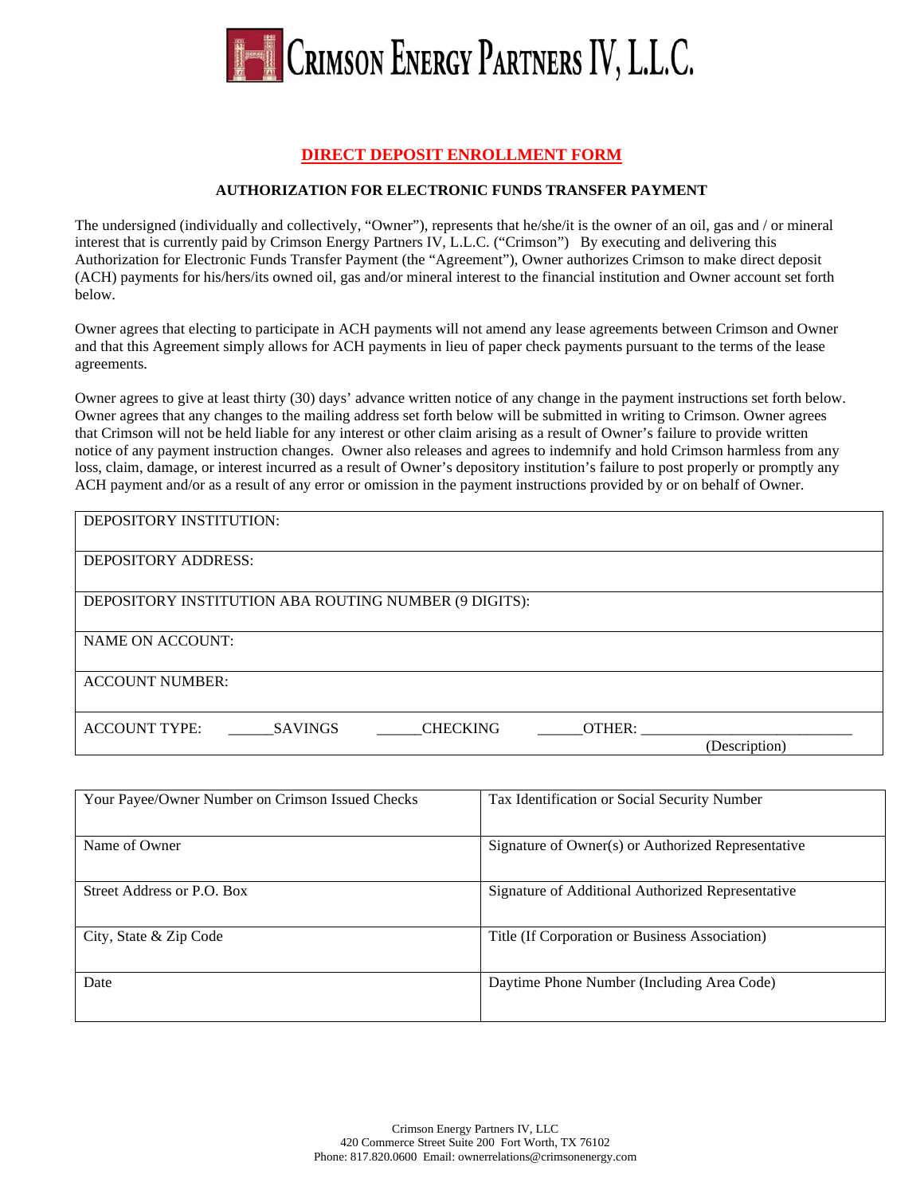# CRIMSON ENERGY PARTNERS IV, L.L.C.

## DIRECT DEPOSIT ENROLLMENT FORM

### AUTHORIZATION FOR ELECTRONIC FUNDS TRANSFER PAYMENT

The undersigned (individually and collectively, "Owner"), represents that he/she/it is the owner of an oil, gas and / or mineral interest that is currently paid by Crimson Energy Partners IV, L.L.C. ("Crimson") By executing and delivering this Authorization for Electronic Funds Transfer Payment (the "Agreement"), Owner authorizes Crimson to make direct deposit (ACH) payments for his/hers/its owned oil, gas and/or mineral interest to the financial institution and Owner account set forth below.

Owner agrees that electing to participate in ACH payments will not amend any lease agreements between Crimson and Owner and that this Agreement simply allows for ACH payments in lieu of paper check payments pursuant to the terms of the lease agreements.

Owner agrees to give at least thirty (30) days' advance written notice of any change in the payment instructions set forth below. Owner agrees that any changes to the mailing address set forth below will be submitted in writing to Crimson. Owner agrees that Crimson will not be held liable for any interest or other claim arising as a result of Owner's failure to provide written notice of any payment instruction changes. Owner also releases and agrees to indemnify and hold Crimson harmless from any loss, claim, damage, or interest incurred as a result of Owner's depository institution's failure to post properly or promptly any ACH payment and/or as a result of any error or omission in the payment instructions provided by or on behalf of Owner.

| |
|---|
| DEPOSITORY INSTITUTION: |
| DEPOSITORY ADDRESS: |
| DEPOSITORY INSTITUTION ABA ROUTING NUMBER (9 DIGITS): |
| NAME ON ACCOUNT: |
| ACCOUNT NUMBER: |
| ACCOUNT TYPE: ______SAVINGS ______CHECKING ______OTHER: ____________________________ (Description) |

| | |
|---|---|
| Your Payee/Owner Number on Crimson Issued Checks | Tax Identification or Social Security Number |
| Name of Owner | Signature of Owner(s) or Authorized Representative |
| Street Address or P.O. Box | Signature of Additional Authorized Representative |
| City, State & Zip Code | Title (If Corporation or Business Association) |
| Date | Daytime Phone Number (Including Area Code) |

Crimson Energy Partners IV, LLC
420 Commerce Street Suite 200 Fort Worth, TX 76102
Phone: 817.820.0600 Email: ownerrelations@crimsonenergy.com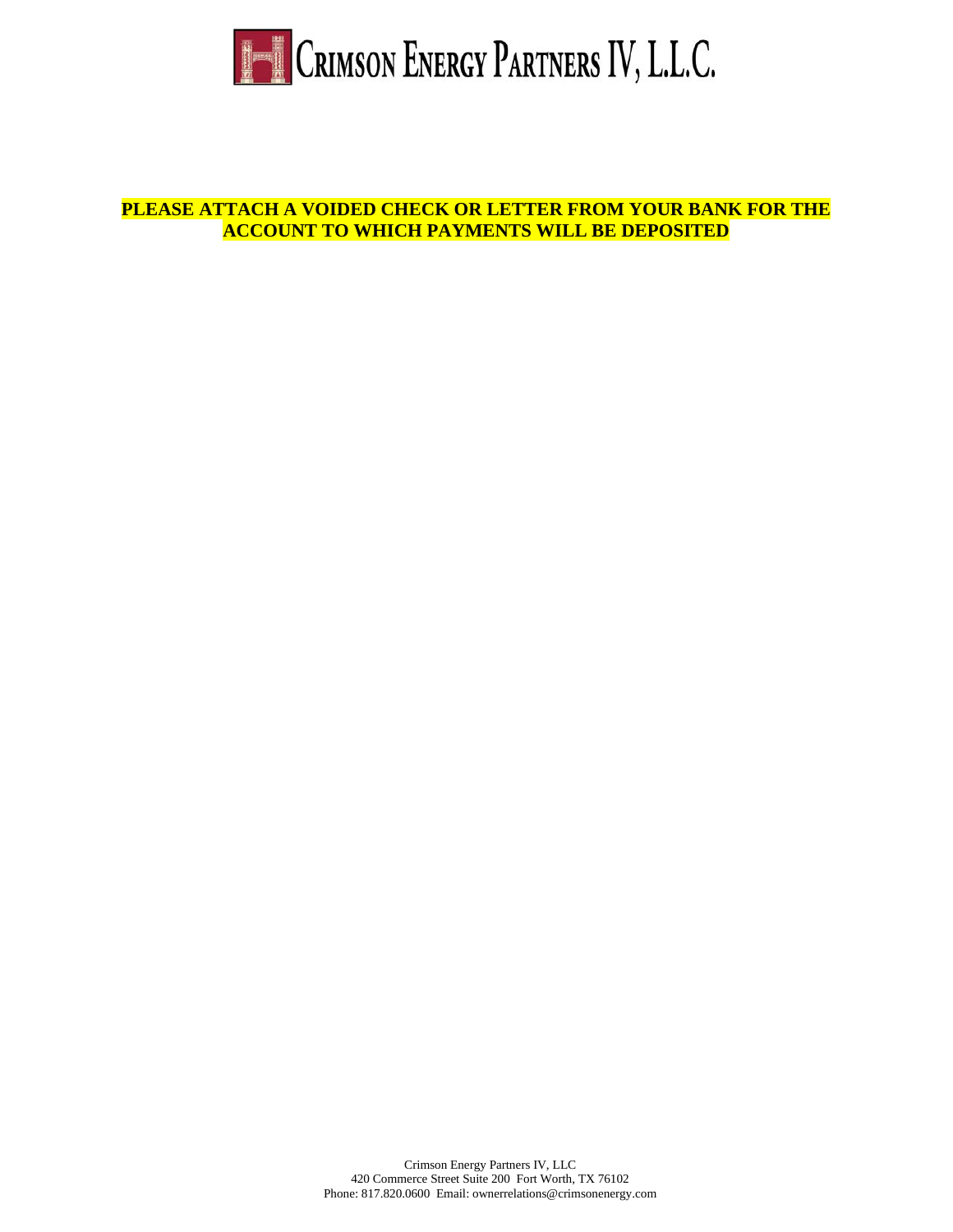# CRIMSON ENERGY PARTNERS IV, L.L.C.

**PLEASE ATTACH A VOIDED CHECK OR LETTER FROM YOUR BANK FOR THE ACCOUNT TO WHICH PAYMENTS WILL BE DEPOSITED**

Crimson Energy Partners IV, LLC
420 Commerce Street Suite 200 Fort Worth, TX 76102
Phone: 817.820.0600 Email: ownerrelations@crimsonenergy.com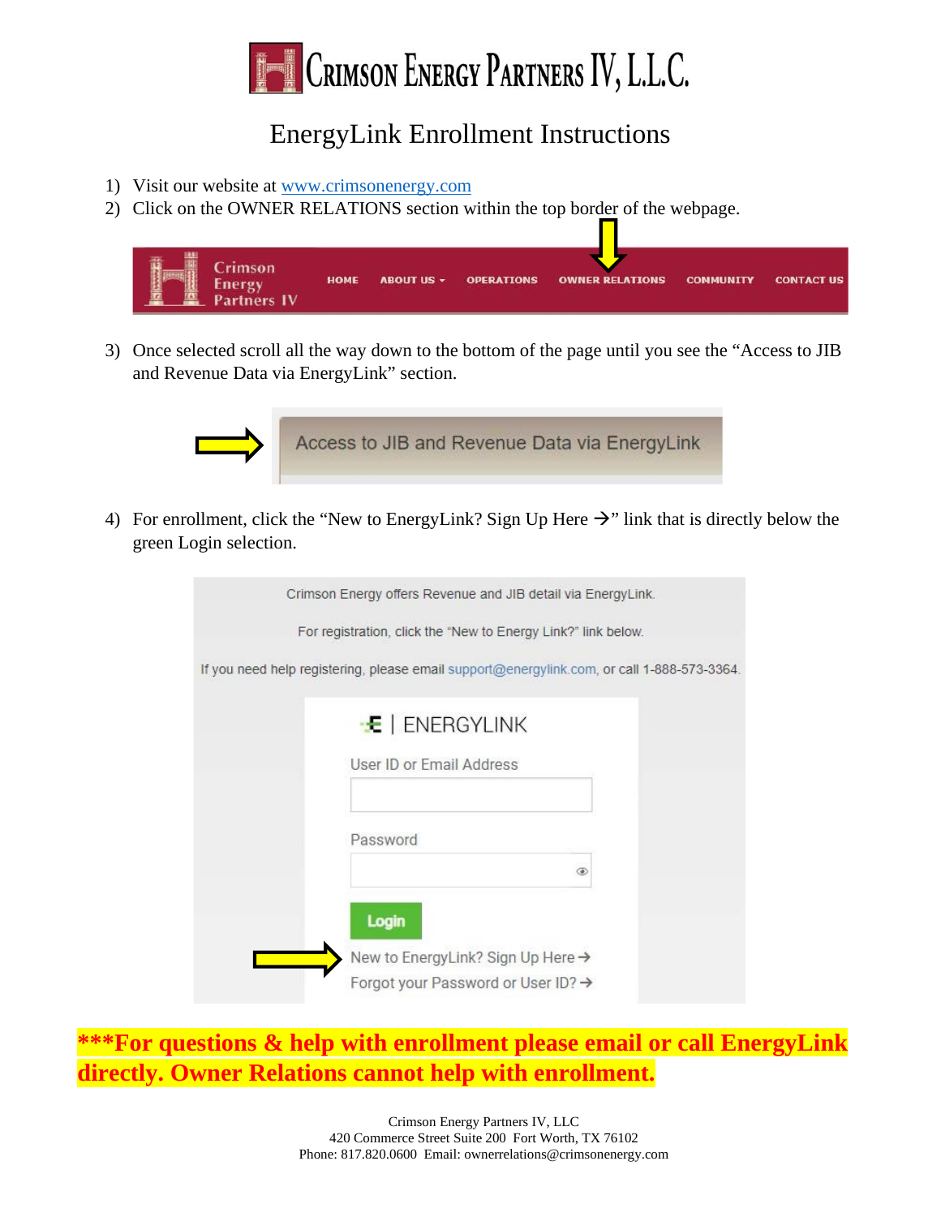# CRIMSON ENERGY PARTNERS IV, L.L.C.

## EnergyLink Enrollment Instructions

1) Visit our website at www.crimsonenergy.com
2) Click on the OWNER RELATIONS section within the top border of the webpage.

Crimson Energy Partners IV  HOME  ABOUT US  OPERATIONS  OWNER RELATIONS  COMMUNITY  CONTACT US

3) Once selected scroll all the way down to the bottom of the page until you see the "Access to JIB and Revenue Data via EnergyLink" section.

Access to JIB and Revenue Data via EnergyLink

4) For enrollment, click the "New to EnergyLink? Sign Up Here →" link that is directly below the green Login selection.

Crimson Energy offers Revenue and JIB detail via EnergyLink.

For registration, click the "New to Energy Link?" link below.

If you need help registering, please email support@energylink.com, or call 1-888-573-3364.

ENERGYLINK

User ID or Email Address

Password

Login

New to EnergyLink? Sign Up Here →

Forgot your Password or User ID? →

**\*\*\*For questions & help with enrollment please email or call EnergyLink directly. Owner Relations cannot help with enrollment.**

Crimson Energy Partners IV, LLC
420 Commerce Street Suite 200 Fort Worth, TX 76102
Phone: 817.820.0600 Email: ownerrelations@crimsonenergy.com